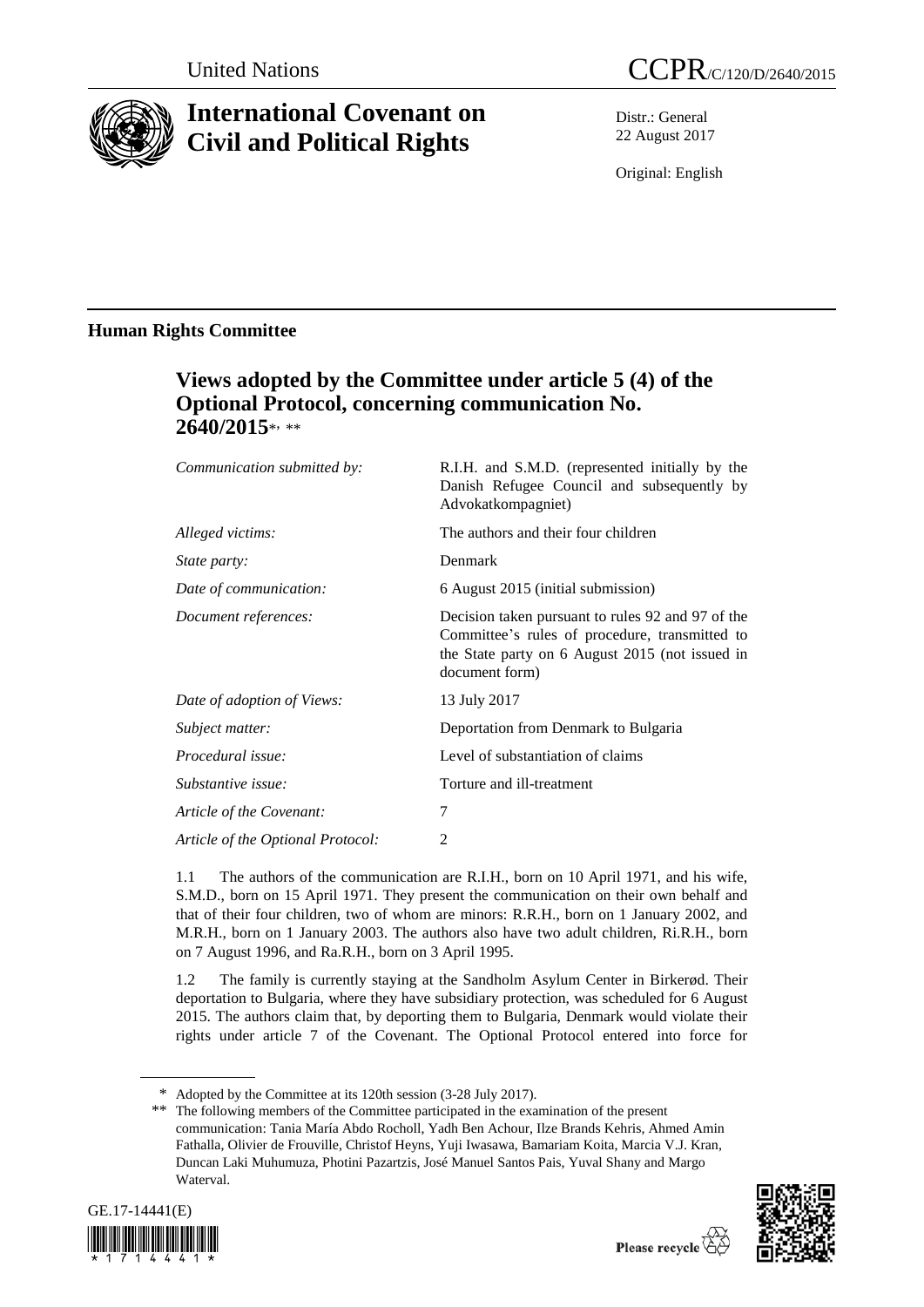United Nations

CCPR/C/120/D/2640/2015

# International Covenant on Civil and Political Rights

Distr.: General
22 August 2017

Original: English

## Human Rights Committee

### Views adopted by the Committee under article 5 (4) of the Optional Protocol, concerning communication No. 2640/2015*, **

| | |
|---|---|
| *Communication submitted by:* | R.I.H. and S.M.D. (represented initially by the Danish Refugee Council and subsequently by Advokatkompagniet) |
| *Alleged victims:* | The authors and their four children |
| *State party:* | Denmark |
| *Date of communication:* | 6 August 2015 (initial submission) |
| *Document references:* | Decision taken pursuant to rules 92 and 97 of the Committee's rules of procedure, transmitted to the State party on 6 August 2015 (not issued in document form) |
| *Date of adoption of Views:* | 13 July 2017 |
| *Subject matter:* | Deportation from Denmark to Bulgaria |
| *Procedural issue:* | Level of substantiation of claims |
| *Substantive issue:* | Torture and ill-treatment |
| *Article of the Covenant:* | 7 |
| *Article of the Optional Protocol:* | 2 |

1.1 The authors of the communication are R.I.H., born on 10 April 1971, and his wife, S.M.D., born on 15 April 1971. They present the communication on their own behalf and that of their four children, two of whom are minors: R.R.H., born on 1 January 2002, and M.R.H., born on 1 January 2003. The authors also have two adult children, Ri.R.H., born on 7 August 1996, and Ra.R.H., born on 3 April 1995.

1.2 The family is currently staying at the Sandholm Asylum Center in Birkerød. Their deportation to Bulgaria, where they have subsidiary protection, was scheduled for 6 August 2015. The authors claim that, by deporting them to Bulgaria, Denmark would violate their rights under article 7 of the Covenant. The Optional Protocol entered into force for

\* Adopted by the Committee at its 120th session (3-28 July 2017).

\*\* The following members of the Committee participated in the examination of the present communication: Tania María Abdo Rocholl, Yadh Ben Achour, Ilze Brands Kehris, Ahmed Amin Fathalla, Olivier de Frouville, Christof Heyns, Yuji Iwasawa, Bamariam Koita, Marcia V.J. Kran, Duncan Laki Muhumuza, Photini Pazartzis, José Manuel Santos Pais, Yuval Shany and Margo Waterval.

GE.17-14441(E)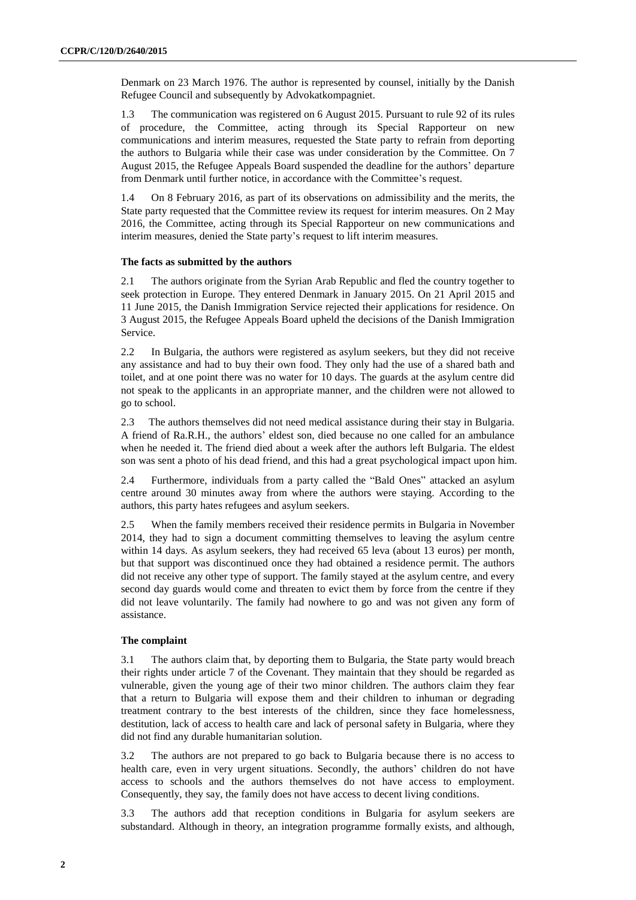Denmark on 23 March 1976. The author is represented by counsel, initially by the Danish Refugee Council and subsequently by Advokatkompagniet.

1.3 The communication was registered on 6 August 2015. Pursuant to rule 92 of its rules of procedure, the Committee, acting through its Special Rapporteur on new communications and interim measures, requested the State party to refrain from deporting the authors to Bulgaria while their case was under consideration by the Committee. On 7 August 2015, the Refugee Appeals Board suspended the deadline for the authors' departure from Denmark until further notice, in accordance with the Committee's request.

1.4 On 8 February 2016, as part of its observations on admissibility and the merits, the State party requested that the Committee review its request for interim measures. On 2 May 2016, the Committee, acting through its Special Rapporteur on new communications and interim measures, denied the State party's request to lift interim measures.

### The facts as submitted by the authors

2.1 The authors originate from the Syrian Arab Republic and fled the country together to seek protection in Europe. They entered Denmark in January 2015. On 21 April 2015 and 11 June 2015, the Danish Immigration Service rejected their applications for residence. On 3 August 2015, the Refugee Appeals Board upheld the decisions of the Danish Immigration Service.

2.2 In Bulgaria, the authors were registered as asylum seekers, but they did not receive any assistance and had to buy their own food. They only had the use of a shared bath and toilet, and at one point there was no water for 10 days. The guards at the asylum centre did not speak to the applicants in an appropriate manner, and the children were not allowed to go to school.

2.3 The authors themselves did not need medical assistance during their stay in Bulgaria. A friend of Ra.R.H., the authors' eldest son, died because no one called for an ambulance when he needed it. The friend died about a week after the authors left Bulgaria. The eldest son was sent a photo of his dead friend, and this had a great psychological impact upon him.

2.4 Furthermore, individuals from a party called the "Bald Ones" attacked an asylum centre around 30 minutes away from where the authors were staying. According to the authors, this party hates refugees and asylum seekers.

2.5 When the family members received their residence permits in Bulgaria in November 2014, they had to sign a document committing themselves to leaving the asylum centre within 14 days. As asylum seekers, they had received 65 leva (about 13 euros) per month, but that support was discontinued once they had obtained a residence permit. The authors did not receive any other type of support. The family stayed at the asylum centre, and every second day guards would come and threaten to evict them by force from the centre if they did not leave voluntarily. The family had nowhere to go and was not given any form of assistance.

### The complaint

3.1 The authors claim that, by deporting them to Bulgaria, the State party would breach their rights under article 7 of the Covenant. They maintain that they should be regarded as vulnerable, given the young age of their two minor children. The authors claim they fear that a return to Bulgaria will expose them and their children to inhuman or degrading treatment contrary to the best interests of the children, since they face homelessness, destitution, lack of access to health care and lack of personal safety in Bulgaria, where they did not find any durable humanitarian solution.

3.2 The authors are not prepared to go back to Bulgaria because there is no access to health care, even in very urgent situations. Secondly, the authors' children do not have access to schools and the authors themselves do not have access to employment. Consequently, they say, the family does not have access to decent living conditions.

3.3 The authors add that reception conditions in Bulgaria for asylum seekers are substandard. Although in theory, an integration programme formally exists, and although,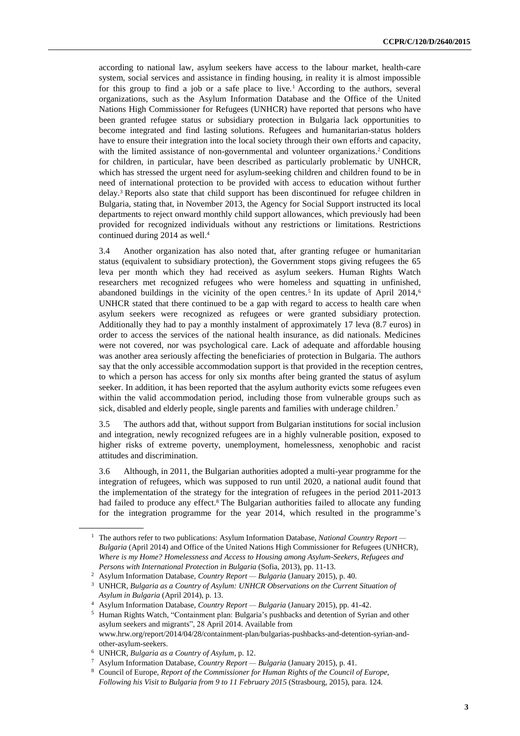according to national law, asylum seekers have access to the labour market, health-care system, social services and assistance in finding housing, in reality it is almost impossible for this group to find a job or a safe place to live.[1] According to the authors, several organizations, such as the Asylum Information Database and the Office of the United Nations High Commissioner for Refugees (UNHCR) have reported that persons who have been granted refugee status or subsidiary protection in Bulgaria lack opportunities to become integrated and find lasting solutions. Refugees and humanitarian-status holders have to ensure their integration into the local society through their own efforts and capacity, with the limited assistance of non-governmental and volunteer organizations.[2] Conditions for children, in particular, have been described as particularly problematic by UNHCR, which has stressed the urgent need for asylum-seeking children and children found to be in need of international protection to be provided with access to education without further delay.[3] Reports also state that child support has been discontinued for refugee children in Bulgaria, stating that, in November 2013, the Agency for Social Support instructed its local departments to reject onward monthly child support allowances, which previously had been provided for recognized individuals without any restrictions or limitations. Restrictions continued during 2014 as well.[4]

3.4 Another organization has also noted that, after granting refugee or humanitarian status (equivalent to subsidiary protection), the Government stops giving refugees the 65 leva per month which they had received as asylum seekers. Human Rights Watch researchers met recognized refugees who were homeless and squatting in unfinished, abandoned buildings in the vicinity of the open centres.[5] In its update of April 2014,[6] UNHCR stated that there continued to be a gap with regard to access to health care when asylum seekers were recognized as refugees or were granted subsidiary protection. Additionally they had to pay a monthly instalment of approximately 17 leva (8.7 euros) in order to access the services of the national health insurance, as did nationals. Medicines were not covered, nor was psychological care. Lack of adequate and affordable housing was another area seriously affecting the beneficiaries of protection in Bulgaria. The authors say that the only accessible accommodation support is that provided in the reception centres, to which a person has access for only six months after being granted the status of asylum seeker. In addition, it has been reported that the asylum authority evicts some refugees even within the valid accommodation period, including those from vulnerable groups such as sick, disabled and elderly people, single parents and families with underage children.[7]

3.5 The authors add that, without support from Bulgarian institutions for social inclusion and integration, newly recognized refugees are in a highly vulnerable position, exposed to higher risks of extreme poverty, unemployment, homelessness, xenophobic and racist attitudes and discrimination.

3.6 Although, in 2011, the Bulgarian authorities adopted a multi-year programme for the integration of refugees, which was supposed to run until 2020, a national audit found that the implementation of the strategy for the integration of refugees in the period 2011-2013 had failed to produce any effect.[8] The Bulgarian authorities failed to allocate any funding for the integration programme for the year 2014, which resulted in the programme's

---

[1] The authors refer to two publications: Asylum Information Database, *National Country Report — Bulgaria* (April 2014) and Office of the United Nations High Commissioner for Refugees (UNHCR), *Where is my Home? Homelessness and Access to Housing among Asylum-Seekers, Refugees and Persons with International Protection in Bulgaria* (Sofia, 2013), pp. 11-13.

[2] Asylum Information Database, *Country Report — Bulgaria* (January 2015), p. 40.

[3] UNHCR, *Bulgaria as a Country of Asylum: UNHCR Observations on the Current Situation of Asylum in Bulgaria* (April 2014), p. 13.

[4] Asylum Information Database, *Country Report — Bulgaria* (January 2015), pp. 41-42.

[5] Human Rights Watch, "Containment plan: Bulgaria's pushbacks and detention of Syrian and other asylum seekers and migrants", 28 April 2014. Available from www.hrw.org/report/2014/04/28/containment-plan/bulgarias-pushbacks-and-detention-syrian-and-other-asylum-seekers.

[6] UNHCR, *Bulgaria as a Country of Asylum*, p. 12.

[7] Asylum Information Database, *Country Report — Bulgaria* (January 2015), p. 41.

[8] Council of Europe, *Report of the Commissioner for Human Rights of the Council of Europe, Following his Visit to Bulgaria from 9 to 11 February 2015* (Strasbourg, 2015), para. 124.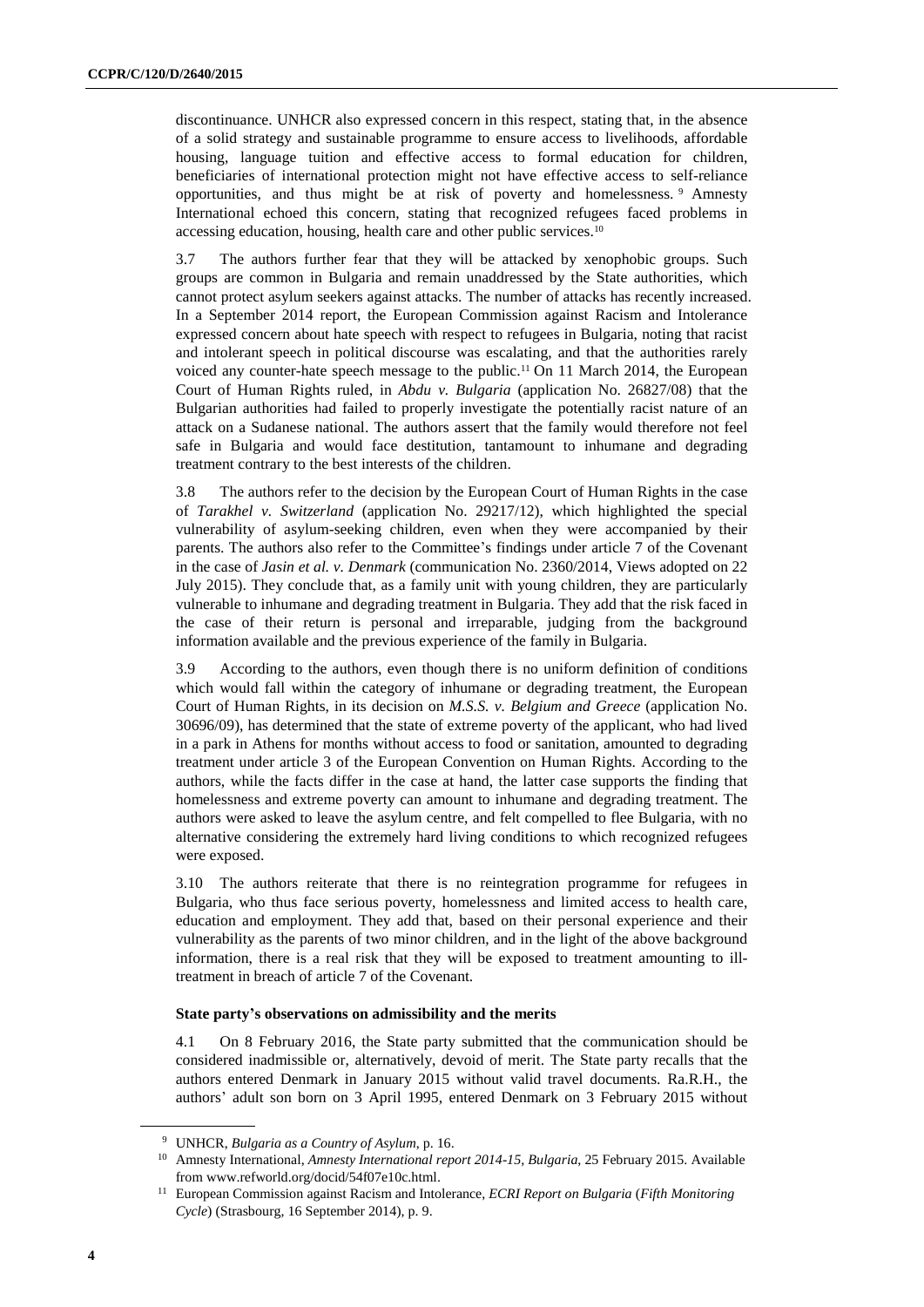discontinuance. UNHCR also expressed concern in this respect, stating that, in the absence of a solid strategy and sustainable programme to ensure access to livelihoods, affordable housing, language tuition and effective access to formal education for children, beneficiaries of international protection might not have effective access to self-reliance opportunities, and thus might be at risk of poverty and homelessness. [9] Amnesty International echoed this concern, stating that recognized refugees faced problems in accessing education, housing, health care and other public services.[10]

3.7 The authors further fear that they will be attacked by xenophobic groups. Such groups are common in Bulgaria and remain unaddressed by the State authorities, which cannot protect asylum seekers against attacks. The number of attacks has recently increased. In a September 2014 report, the European Commission against Racism and Intolerance expressed concern about hate speech with respect to refugees in Bulgaria, noting that racist and intolerant speech in political discourse was escalating, and that the authorities rarely voiced any counter-hate speech message to the public.[11] On 11 March 2014, the European Court of Human Rights ruled, in *Abdu v. Bulgaria* (application No. 26827/08) that the Bulgarian authorities had failed to properly investigate the potentially racist nature of an attack on a Sudanese national. The authors assert that the family would therefore not feel safe in Bulgaria and would face destitution, tantamount to inhumane and degrading treatment contrary to the best interests of the children.

3.8 The authors refer to the decision by the European Court of Human Rights in the case of *Tarakhel v. Switzerland* (application No. 29217/12), which highlighted the special vulnerability of asylum-seeking children, even when they were accompanied by their parents. The authors also refer to the Committee's findings under article 7 of the Covenant in the case of *Jasin et al. v. Denmark* (communication No. 2360/2014, Views adopted on 22 July 2015). They conclude that, as a family unit with young children, they are particularly vulnerable to inhumane and degrading treatment in Bulgaria. They add that the risk faced in the case of their return is personal and irreparable, judging from the background information available and the previous experience of the family in Bulgaria.

3.9 According to the authors, even though there is no uniform definition of conditions which would fall within the category of inhumane or degrading treatment, the European Court of Human Rights, in its decision on *M.S.S. v. Belgium and Greece* (application No. 30696/09), has determined that the state of extreme poverty of the applicant, who had lived in a park in Athens for months without access to food or sanitation, amounted to degrading treatment under article 3 of the European Convention on Human Rights. According to the authors, while the facts differ in the case at hand, the latter case supports the finding that homelessness and extreme poverty can amount to inhumane and degrading treatment. The authors were asked to leave the asylum centre, and felt compelled to flee Bulgaria, with no alternative considering the extremely hard living conditions to which recognized refugees were exposed.

3.10 The authors reiterate that there is no reintegration programme for refugees in Bulgaria, who thus face serious poverty, homelessness and limited access to health care, education and employment. They add that, based on their personal experience and their vulnerability as the parents of two minor children, and in the light of the above background information, there is a real risk that they will be exposed to treatment amounting to ill-treatment in breach of article 7 of the Covenant.

### State party's observations on admissibility and the merits

4.1 On 8 February 2016, the State party submitted that the communication should be considered inadmissible or, alternatively, devoid of merit. The State party recalls that the authors entered Denmark in January 2015 without valid travel documents. Ra.R.H., the authors' adult son born on 3 April 1995, entered Denmark on 3 February 2015 without

---

[9] UNHCR, *Bulgaria as a Country of Asylum*, p. 16.

[10] Amnesty International, *Amnesty International report 2014-15, Bulgaria*, 25 February 2015. Available from www.refworld.org/docid/54f07e10c.html.

[11] European Commission against Racism and Intolerance, *ECRI Report on Bulgaria* (*Fifth Monitoring Cycle*) (Strasbourg, 16 September 2014), p. 9.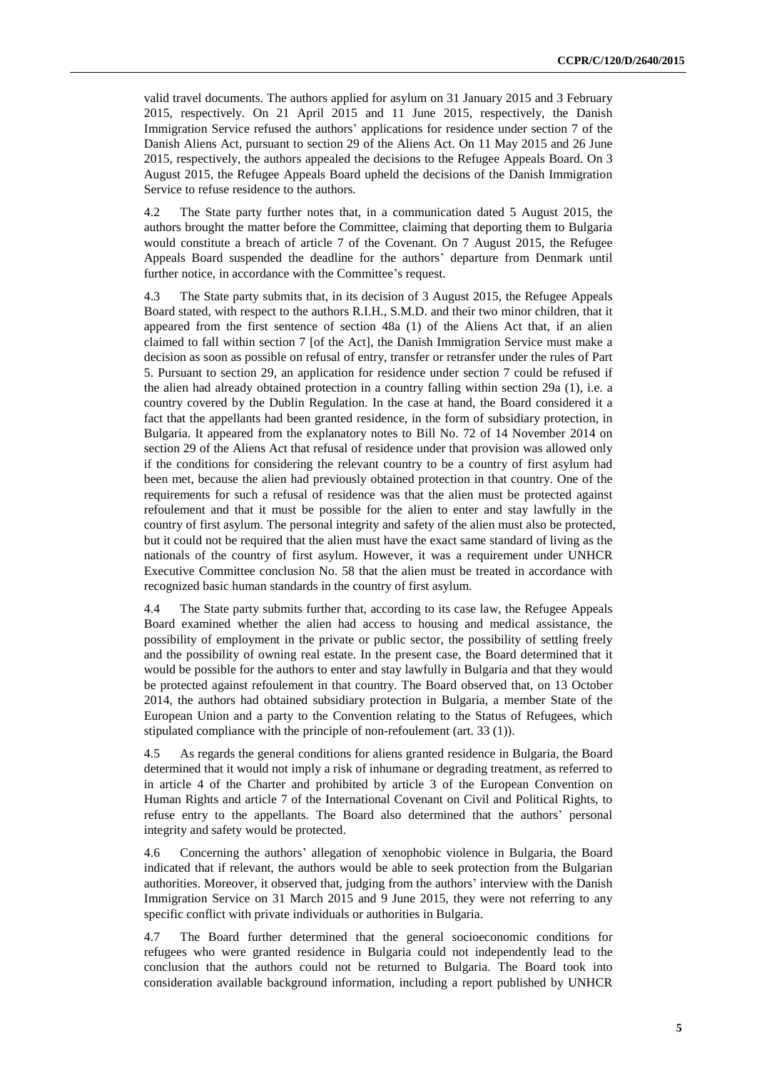valid travel documents. The authors applied for asylum on 31 January 2015 and 3 February 2015, respectively. On 21 April 2015 and 11 June 2015, respectively, the Danish Immigration Service refused the authors' applications for residence under section 7 of the Danish Aliens Act, pursuant to section 29 of the Aliens Act. On 11 May 2015 and 26 June 2015, respectively, the authors appealed the decisions to the Refugee Appeals Board. On 3 August 2015, the Refugee Appeals Board upheld the decisions of the Danish Immigration Service to refuse residence to the authors.

4.2 The State party further notes that, in a communication dated 5 August 2015, the authors brought the matter before the Committee, claiming that deporting them to Bulgaria would constitute a breach of article 7 of the Covenant. On 7 August 2015, the Refugee Appeals Board suspended the deadline for the authors' departure from Denmark until further notice, in accordance with the Committee's request.

4.3 The State party submits that, in its decision of 3 August 2015, the Refugee Appeals Board stated, with respect to the authors R.I.H., S.M.D. and their two minor children, that it appeared from the first sentence of section 48a (1) of the Aliens Act that, if an alien claimed to fall within section 7 [of the Act], the Danish Immigration Service must make a decision as soon as possible on refusal of entry, transfer or retransfer under the rules of Part 5. Pursuant to section 29, an application for residence under section 7 could be refused if the alien had already obtained protection in a country falling within section 29a (1), i.e. a country covered by the Dublin Regulation. In the case at hand, the Board considered it a fact that the appellants had been granted residence, in the form of subsidiary protection, in Bulgaria. It appeared from the explanatory notes to Bill No. 72 of 14 November 2014 on section 29 of the Aliens Act that refusal of residence under that provision was allowed only if the conditions for considering the relevant country to be a country of first asylum had been met, because the alien had previously obtained protection in that country. One of the requirements for such a refusal of residence was that the alien must be protected against refoulement and that it must be possible for the alien to enter and stay lawfully in the country of first asylum. The personal integrity and safety of the alien must also be protected, but it could not be required that the alien must have the exact same standard of living as the nationals of the country of first asylum. However, it was a requirement under UNHCR Executive Committee conclusion No. 58 that the alien must be treated in accordance with recognized basic human standards in the country of first asylum.

4.4 The State party submits further that, according to its case law, the Refugee Appeals Board examined whether the alien had access to housing and medical assistance, the possibility of employment in the private or public sector, the possibility of settling freely and the possibility of owning real estate. In the present case, the Board determined that it would be possible for the authors to enter and stay lawfully in Bulgaria and that they would be protected against refoulement in that country. The Board observed that, on 13 October 2014, the authors had obtained subsidiary protection in Bulgaria, a member State of the European Union and a party to the Convention relating to the Status of Refugees, which stipulated compliance with the principle of non-refoulement (art. 33 (1)).

4.5 As regards the general conditions for aliens granted residence in Bulgaria, the Board determined that it would not imply a risk of inhumane or degrading treatment, as referred to in article 4 of the Charter and prohibited by article 3 of the European Convention on Human Rights and article 7 of the International Covenant on Civil and Political Rights, to refuse entry to the appellants. The Board also determined that the authors' personal integrity and safety would be protected.

4.6 Concerning the authors' allegation of xenophobic violence in Bulgaria, the Board indicated that if relevant, the authors would be able to seek protection from the Bulgarian authorities. Moreover, it observed that, judging from the authors' interview with the Danish Immigration Service on 31 March 2015 and 9 June 2015, they were not referring to any specific conflict with private individuals or authorities in Bulgaria.

4.7 The Board further determined that the general socioeconomic conditions for refugees who were granted residence in Bulgaria could not independently lead to the conclusion that the authors could not be returned to Bulgaria. The Board took into consideration available background information, including a report published by UNHCR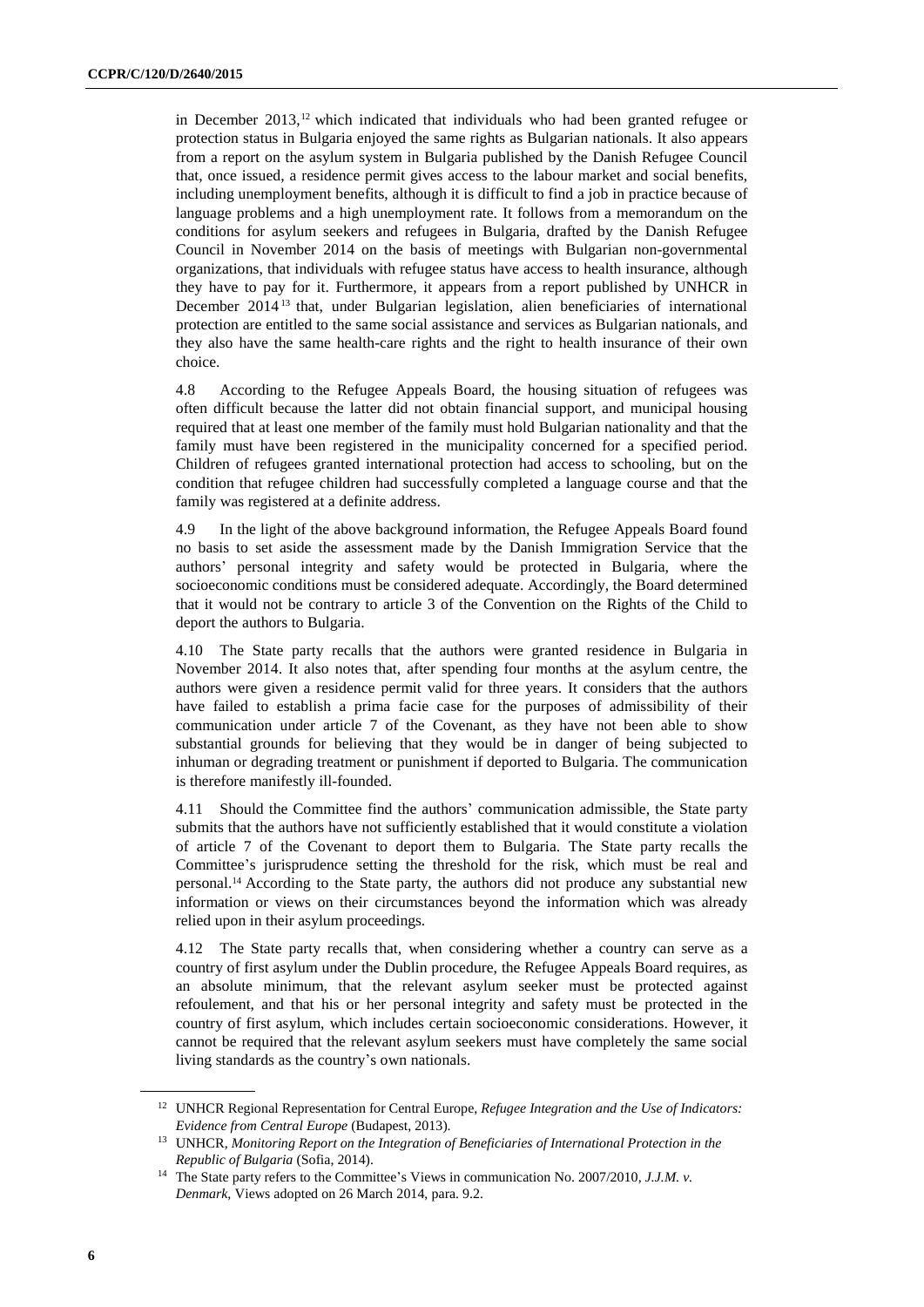in December 2013,[12] which indicated that individuals who had been granted refugee or protection status in Bulgaria enjoyed the same rights as Bulgarian nationals. It also appears from a report on the asylum system in Bulgaria published by the Danish Refugee Council that, once issued, a residence permit gives access to the labour market and social benefits, including unemployment benefits, although it is difficult to find a job in practice because of language problems and a high unemployment rate. It follows from a memorandum on the conditions for asylum seekers and refugees in Bulgaria, drafted by the Danish Refugee Council in November 2014 on the basis of meetings with Bulgarian non-governmental organizations, that individuals with refugee status have access to health insurance, although they have to pay for it. Furthermore, it appears from a report published by UNHCR in December 2014[13] that, under Bulgarian legislation, alien beneficiaries of international protection are entitled to the same social assistance and services as Bulgarian nationals, and they also have the same health-care rights and the right to health insurance of their own choice.

4.8 According to the Refugee Appeals Board, the housing situation of refugees was often difficult because the latter did not obtain financial support, and municipal housing required that at least one member of the family must hold Bulgarian nationality and that the family must have been registered in the municipality concerned for a specified period. Children of refugees granted international protection had access to schooling, but on the condition that refugee children had successfully completed a language course and that the family was registered at a definite address.

4.9 In the light of the above background information, the Refugee Appeals Board found no basis to set aside the assessment made by the Danish Immigration Service that the authors' personal integrity and safety would be protected in Bulgaria, where the socioeconomic conditions must be considered adequate. Accordingly, the Board determined that it would not be contrary to article 3 of the Convention on the Rights of the Child to deport the authors to Bulgaria.

4.10 The State party recalls that the authors were granted residence in Bulgaria in November 2014. It also notes that, after spending four months at the asylum centre, the authors were given a residence permit valid for three years. It considers that the authors have failed to establish a prima facie case for the purposes of admissibility of their communication under article 7 of the Covenant, as they have not been able to show substantial grounds for believing that they would be in danger of being subjected to inhuman or degrading treatment or punishment if deported to Bulgaria. The communication is therefore manifestly ill-founded.

4.11 Should the Committee find the authors' communication admissible, the State party submits that the authors have not sufficiently established that it would constitute a violation of article 7 of the Covenant to deport them to Bulgaria. The State party recalls the Committee's jurisprudence setting the threshold for the risk, which must be real and personal.[14] According to the State party, the authors did not produce any substantial new information or views on their circumstances beyond the information which was already relied upon in their asylum proceedings.

4.12 The State party recalls that, when considering whether a country can serve as a country of first asylum under the Dublin procedure, the Refugee Appeals Board requires, as an absolute minimum, that the relevant asylum seeker must be protected against refoulement, and that his or her personal integrity and safety must be protected in the country of first asylum, which includes certain socioeconomic considerations. However, it cannot be required that the relevant asylum seekers must have completely the same social living standards as the country's own nationals.

---

[12] UNHCR Regional Representation for Central Europe, *Refugee Integration and the Use of Indicators: Evidence from Central Europe* (Budapest, 2013).

[13] UNHCR, *Monitoring Report on the Integration of Beneficiaries of International Protection in the Republic of Bulgaria* (Sofia, 2014).

[14] The State party refers to the Committee's Views in communication No. 2007/2010, *J.J.M. v. Denmark*, Views adopted on 26 March 2014, para. 9.2.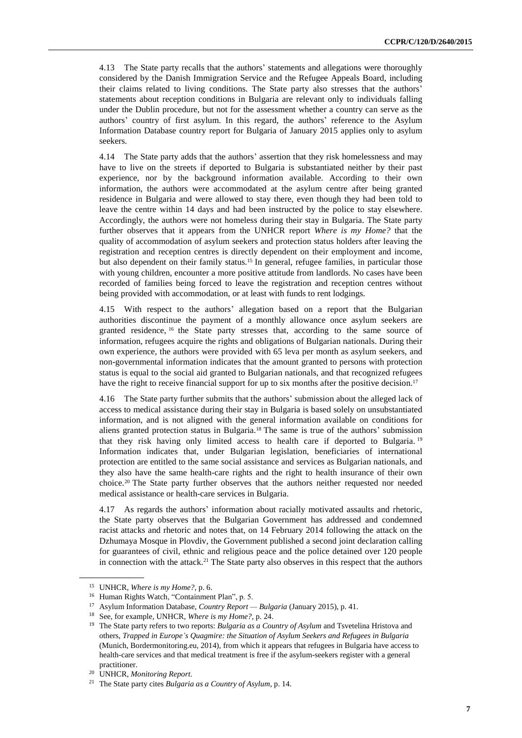4.13 The State party recalls that the authors' statements and allegations were thoroughly considered by the Danish Immigration Service and the Refugee Appeals Board, including their claims related to living conditions. The State party also stresses that the authors' statements about reception conditions in Bulgaria are relevant only to individuals falling under the Dublin procedure, but not for the assessment whether a country can serve as the authors' country of first asylum. In this regard, the authors' reference to the Asylum Information Database country report for Bulgaria of January 2015 applies only to asylum seekers.

4.14 The State party adds that the authors' assertion that they risk homelessness and may have to live on the streets if deported to Bulgaria is substantiated neither by their past experience, nor by the background information available. According to their own information, the authors were accommodated at the asylum centre after being granted residence in Bulgaria and were allowed to stay there, even though they had been told to leave the centre within 14 days and had been instructed by the police to stay elsewhere. Accordingly, the authors were not homeless during their stay in Bulgaria. The State party further observes that it appears from the UNHCR report *Where is my Home?* that the quality of accommodation of asylum seekers and protection status holders after leaving the registration and reception centres is directly dependent on their employment and income, but also dependent on their family status.[15] In general, refugee families, in particular those with young children, encounter a more positive attitude from landlords. No cases have been recorded of families being forced to leave the registration and reception centres without being provided with accommodation, or at least with funds to rent lodgings.

4.15 With respect to the authors' allegation based on a report that the Bulgarian authorities discontinue the payment of a monthly allowance once asylum seekers are granted residence,[16] the State party stresses that, according to the same source of information, refugees acquire the rights and obligations of Bulgarian nationals. During their own experience, the authors were provided with 65 leva per month as asylum seekers, and non-governmental information indicates that the amount granted to persons with protection status is equal to the social aid granted to Bulgarian nationals, and that recognized refugees have the right to receive financial support for up to six months after the positive decision.[17]

4.16 The State party further submits that the authors' submission about the alleged lack of access to medical assistance during their stay in Bulgaria is based solely on unsubstantiated information, and is not aligned with the general information available on conditions for aliens granted protection status in Bulgaria.[18] The same is true of the authors' submission that they risk having only limited access to health care if deported to Bulgaria.[19] Information indicates that, under Bulgarian legislation, beneficiaries of international protection are entitled to the same social assistance and services as Bulgarian nationals, and they also have the same health-care rights and the right to health insurance of their own choice.[20] The State party further observes that the authors neither requested nor needed medical assistance or health-care services in Bulgaria.

4.17 As regards the authors' information about racially motivated assaults and rhetoric, the State party observes that the Bulgarian Government has addressed and condemned racist attacks and rhetoric and notes that, on 14 February 2014 following the attack on the Dzhumaya Mosque in Plovdiv, the Government published a second joint declaration calling for guarantees of civil, ethnic and religious peace and the police detained over 120 people in connection with the attack.[21] The State party also observes in this respect that the authors

---

[15] UNHCR, *Where is my Home?*, p. 6.

[16] Human Rights Watch, "Containment Plan", p. 5.

[17] Asylum Information Database, *Country Report — Bulgaria* (January 2015), p. 41.

[18] See, for example, UNHCR, *Where is my Home?*, p. 24.

[19] The State party refers to two reports: *Bulgaria as a Country of Asylum* and Tsvetelina Hristova and others, *Trapped in Europe's Quagmire: the Situation of Asylum Seekers and Refugees in Bulgaria* (Munich, Bordermonitoring.eu, 2014), from which it appears that refugees in Bulgaria have access to health-care services and that medical treatment is free if the asylum-seekers register with a general practitioner.

[20] UNHCR, *Monitoring Report*.

[21] The State party cites *Bulgaria as a Country of Asylum*, p. 14.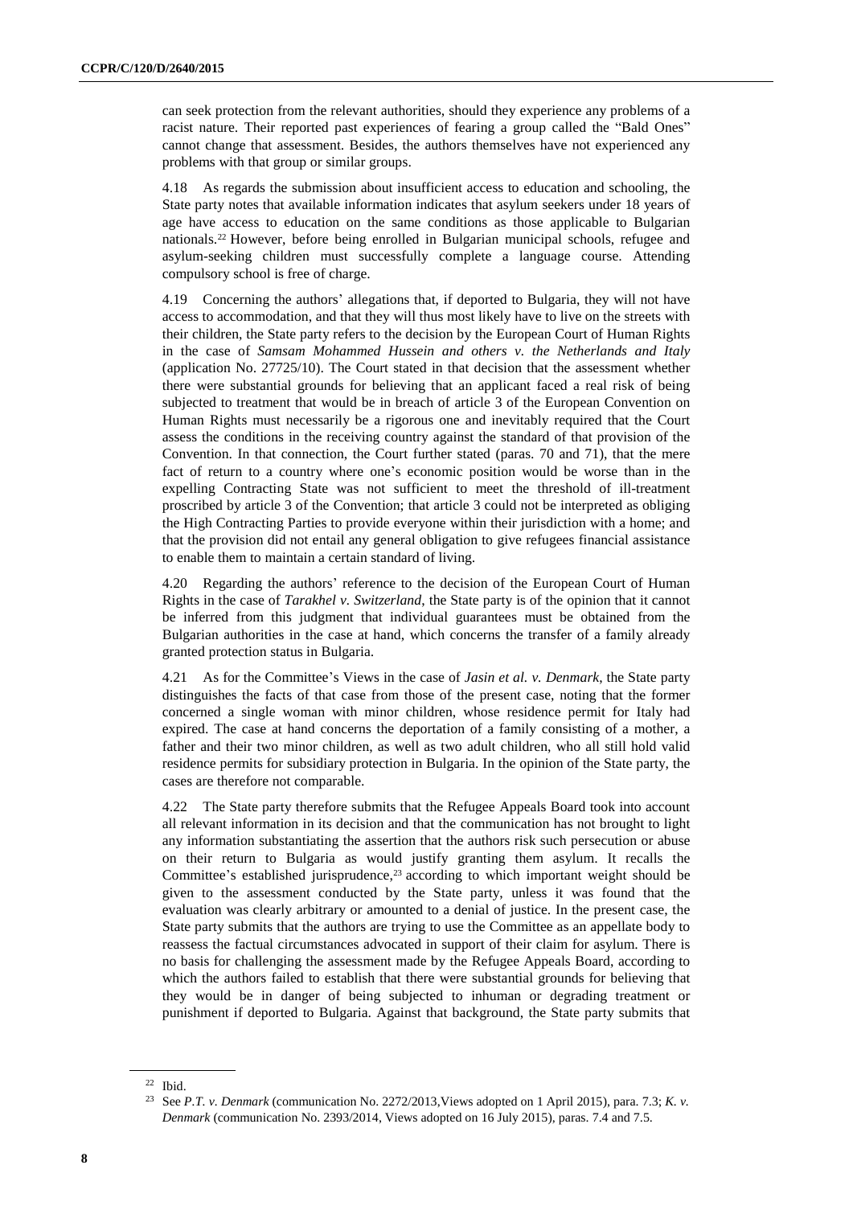can seek protection from the relevant authorities, should they experience any problems of a racist nature. Their reported past experiences of fearing a group called the "Bald Ones" cannot change that assessment. Besides, the authors themselves have not experienced any problems with that group or similar groups.

4.18 As regards the submission about insufficient access to education and schooling, the State party notes that available information indicates that asylum seekers under 18 years of age have access to education on the same conditions as those applicable to Bulgarian nationals.[22] However, before being enrolled in Bulgarian municipal schools, refugee and asylum-seeking children must successfully complete a language course. Attending compulsory school is free of charge.

4.19 Concerning the authors' allegations that, if deported to Bulgaria, they will not have access to accommodation, and that they will thus most likely have to live on the streets with their children, the State party refers to the decision by the European Court of Human Rights in the case of *Samsam Mohammed Hussein and others v. the Netherlands and Italy* (application No. 27725/10). The Court stated in that decision that the assessment whether there were substantial grounds for believing that an applicant faced a real risk of being subjected to treatment that would be in breach of article 3 of the European Convention on Human Rights must necessarily be a rigorous one and inevitably required that the Court assess the conditions in the receiving country against the standard of that provision of the Convention. In that connection, the Court further stated (paras. 70 and 71), that the mere fact of return to a country where one's economic position would be worse than in the expelling Contracting State was not sufficient to meet the threshold of ill-treatment proscribed by article 3 of the Convention; that article 3 could not be interpreted as obliging the High Contracting Parties to provide everyone within their jurisdiction with a home; and that the provision did not entail any general obligation to give refugees financial assistance to enable them to maintain a certain standard of living.

4.20 Regarding the authors' reference to the decision of the European Court of Human Rights in the case of *Tarakhel v. Switzerland*, the State party is of the opinion that it cannot be inferred from this judgment that individual guarantees must be obtained from the Bulgarian authorities in the case at hand, which concerns the transfer of a family already granted protection status in Bulgaria.

4.21 As for the Committee's Views in the case of *Jasin et al. v. Denmark*, the State party distinguishes the facts of that case from those of the present case, noting that the former concerned a single woman with minor children, whose residence permit for Italy had expired. The case at hand concerns the deportation of a family consisting of a mother, a father and their two minor children, as well as two adult children, who all still hold valid residence permits for subsidiary protection in Bulgaria. In the opinion of the State party, the cases are therefore not comparable.

4.22 The State party therefore submits that the Refugee Appeals Board took into account all relevant information in its decision and that the communication has not brought to light any information substantiating the assertion that the authors risk such persecution or abuse on their return to Bulgaria as would justify granting them asylum. It recalls the Committee's established jurisprudence,[23] according to which important weight should be given to the assessment conducted by the State party, unless it was found that the evaluation was clearly arbitrary or amounted to a denial of justice. In the present case, the State party submits that the authors are trying to use the Committee as an appellate body to reassess the factual circumstances advocated in support of their claim for asylum. There is no basis for challenging the assessment made by the Refugee Appeals Board, according to which the authors failed to establish that there were substantial grounds for believing that they would be in danger of being subjected to inhuman or degrading treatment or punishment if deported to Bulgaria. Against that background, the State party submits that

[22] Ibid.

[23] See *P.T. v. Denmark* (communication No. 2272/2013,Views adopted on 1 April 2015), para. 7.3; *K. v. Denmark* (communication No. 2393/2014, Views adopted on 16 July 2015), paras. 7.4 and 7.5.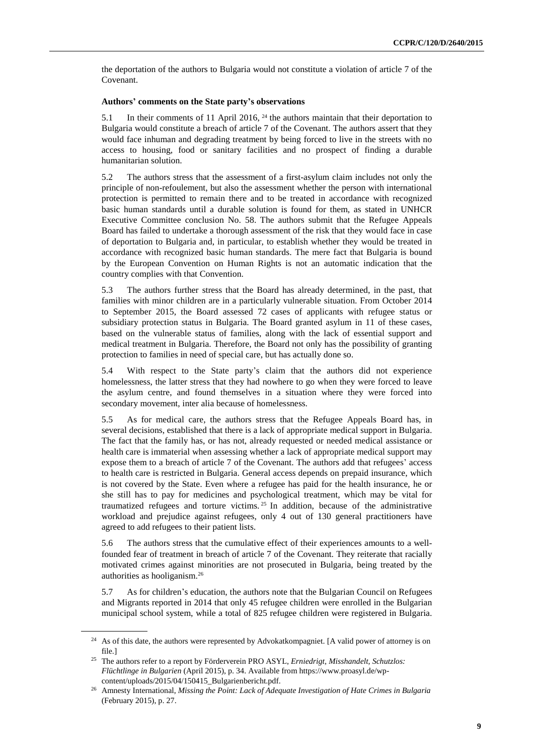the deportation of the authors to Bulgaria would not constitute a violation of article 7 of the Covenant.

**Authors' comments on the State party's observations**

5.1 In their comments of 11 April 2016, [24] the authors maintain that their deportation to Bulgaria would constitute a breach of article 7 of the Covenant. The authors assert that they would face inhuman and degrading treatment by being forced to live in the streets with no access to housing, food or sanitary facilities and no prospect of finding a durable humanitarian solution.

5.2 The authors stress that the assessment of a first-asylum claim includes not only the principle of non-refoulement, but also the assessment whether the person with international protection is permitted to remain there and to be treated in accordance with recognized basic human standards until a durable solution is found for them, as stated in UNHCR Executive Committee conclusion No. 58. The authors submit that the Refugee Appeals Board has failed to undertake a thorough assessment of the risk that they would face in case of deportation to Bulgaria and, in particular, to establish whether they would be treated in accordance with recognized basic human standards. The mere fact that Bulgaria is bound by the European Convention on Human Rights is not an automatic indication that the country complies with that Convention.

5.3 The authors further stress that the Board has already determined, in the past, that families with minor children are in a particularly vulnerable situation. From October 2014 to September 2015, the Board assessed 72 cases of applicants with refugee status or subsidiary protection status in Bulgaria. The Board granted asylum in 11 of these cases, based on the vulnerable status of families, along with the lack of essential support and medical treatment in Bulgaria. Therefore, the Board not only has the possibility of granting protection to families in need of special care, but has actually done so.

5.4 With respect to the State party's claim that the authors did not experience homelessness, the latter stress that they had nowhere to go when they were forced to leave the asylum centre, and found themselves in a situation where they were forced into secondary movement, inter alia because of homelessness.

5.5 As for medical care, the authors stress that the Refugee Appeals Board has, in several decisions, established that there is a lack of appropriate medical support in Bulgaria. The fact that the family has, or has not, already requested or needed medical assistance or health care is immaterial when assessing whether a lack of appropriate medical support may expose them to a breach of article 7 of the Covenant. The authors add that refugees' access to health care is restricted in Bulgaria. General access depends on prepaid insurance, which is not covered by the State. Even where a refugee has paid for the health insurance, he or she still has to pay for medicines and psychological treatment, which may be vital for traumatized refugees and torture victims. [25] In addition, because of the administrative workload and prejudice against refugees, only 4 out of 130 general practitioners have agreed to add refugees to their patient lists.

5.6 The authors stress that the cumulative effect of their experiences amounts to a well-founded fear of treatment in breach of article 7 of the Covenant. They reiterate that racially motivated crimes against minorities are not prosecuted in Bulgaria, being treated by the authorities as hooliganism.[26]

5.7 As for children's education, the authors note that the Bulgarian Council on Refugees and Migrants reported in 2014 that only 45 refugee children were enrolled in the Bulgarian municipal school system, while a total of 825 refugee children were registered in Bulgaria.

---

[24] As of this date, the authors were represented by Advokatkompagniet. [A valid power of attorney is on file.]

[25] The authors refer to a report by Förderverein PRO ASYL, *Erniedrigt, Misshandelt, Schutzlos: Flüchtlinge in Bulgarien* (April 2015), p. 34. Available from https://www.proasyl.de/wp-content/uploads/2015/04/150415_Bulgarienbericht.pdf.

[26] Amnesty International, *Missing the Point: Lack of Adequate Investigation of Hate Crimes in Bulgaria* (February 2015), p. 27.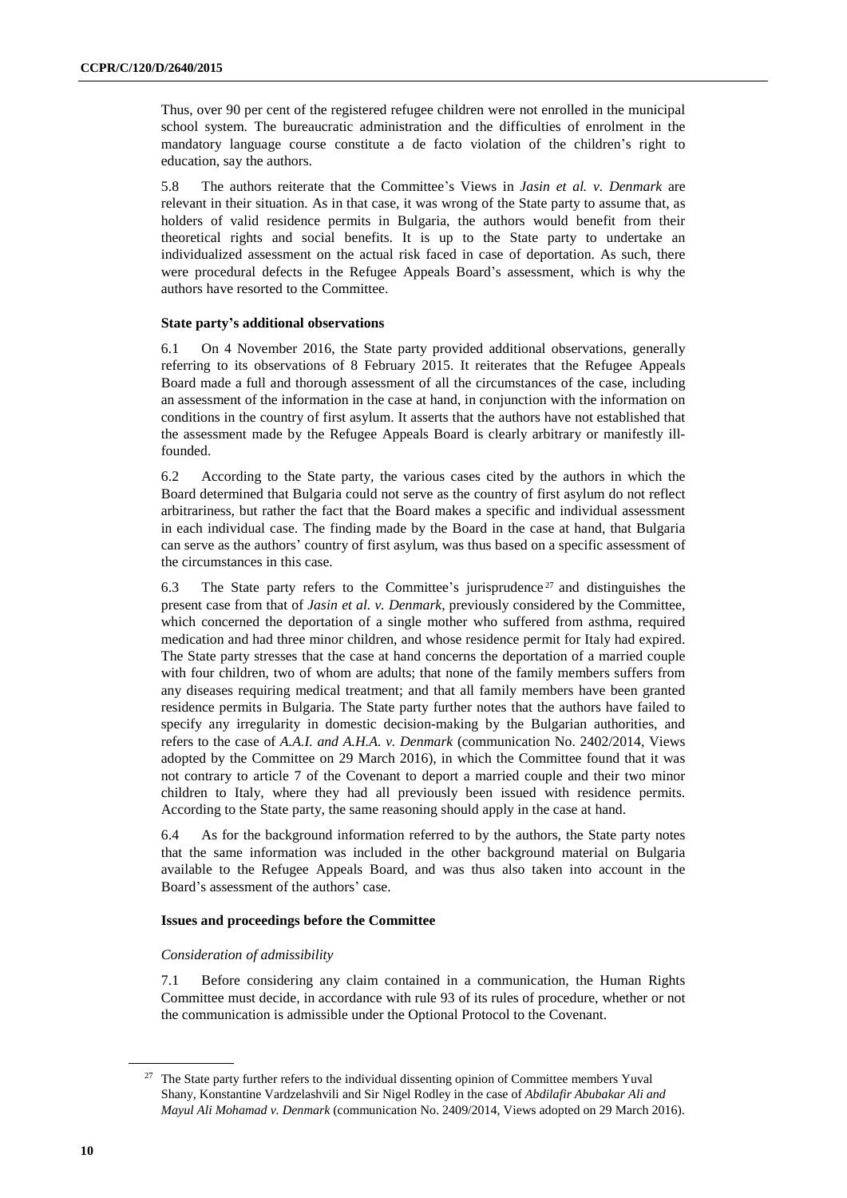Thus, over 90 per cent of the registered refugee children were not enrolled in the municipal school system. The bureaucratic administration and the difficulties of enrolment in the mandatory language course constitute a de facto violation of the children's right to education, say the authors.

5.8 The authors reiterate that the Committee's Views in *Jasin et al. v. Denmark* are relevant in their situation. As in that case, it was wrong of the State party to assume that, as holders of valid residence permits in Bulgaria, the authors would benefit from their theoretical rights and social benefits. It is up to the State party to undertake an individualized assessment on the actual risk faced in case of deportation. As such, there were procedural defects in the Refugee Appeals Board's assessment, which is why the authors have resorted to the Committee.

**State party's additional observations**

6.1 On 4 November 2016, the State party provided additional observations, generally referring to its observations of 8 February 2015. It reiterates that the Refugee Appeals Board made a full and thorough assessment of all the circumstances of the case, including an assessment of the information in the case at hand, in conjunction with the information on conditions in the country of first asylum. It asserts that the authors have not established that the assessment made by the Refugee Appeals Board is clearly arbitrary or manifestly ill-founded.

6.2 According to the State party, the various cases cited by the authors in which the Board determined that Bulgaria could not serve as the country of first asylum do not reflect arbitrariness, but rather the fact that the Board makes a specific and individual assessment in each individual case. The finding made by the Board in the case at hand, that Bulgaria can serve as the authors' country of first asylum, was thus based on a specific assessment of the circumstances in this case.

6.3 The State party refers to the Committee's jurisprudence[27] and distinguishes the present case from that of *Jasin et al. v. Denmark*, previously considered by the Committee, which concerned the deportation of a single mother who suffered from asthma, required medication and had three minor children, and whose residence permit for Italy had expired. The State party stresses that the case at hand concerns the deportation of a married couple with four children, two of whom are adults; that none of the family members suffers from any diseases requiring medical treatment; and that all family members have been granted residence permits in Bulgaria. The State party further notes that the authors have failed to specify any irregularity in domestic decision-making by the Bulgarian authorities, and refers to the case of *A.A.I. and A.H.A. v. Denmark* (communication No. 2402/2014, Views adopted by the Committee on 29 March 2016), in which the Committee found that it was not contrary to article 7 of the Covenant to deport a married couple and their two minor children to Italy, where they had all previously been issued with residence permits. According to the State party, the same reasoning should apply in the case at hand.

6.4 As for the background information referred to by the authors, the State party notes that the same information was included in the other background material on Bulgaria available to the Refugee Appeals Board, and was thus also taken into account in the Board's assessment of the authors' case.

**Issues and proceedings before the Committee**

*Consideration of admissibility*

7.1 Before considering any claim contained in a communication, the Human Rights Committee must decide, in accordance with rule 93 of its rules of procedure, whether or not the communication is admissible under the Optional Protocol to the Covenant.

---

[27] The State party further refers to the individual dissenting opinion of Committee members Yuval Shany, Konstantine Vardzelashvili and Sir Nigel Rodley in the case of *Abdilafir Abubakar Ali and Mayul Ali Mohamad v. Denmark* (communication No. 2409/2014, Views adopted on 29 March 2016).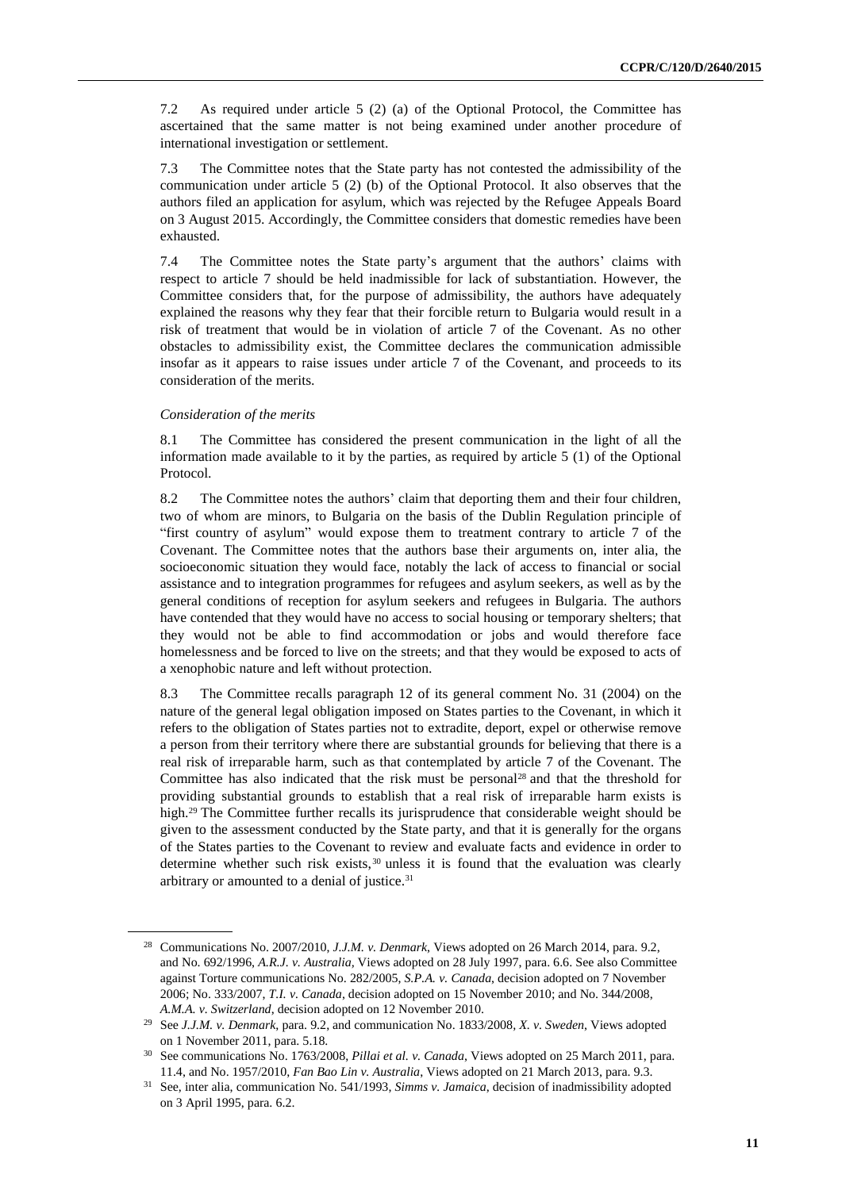7.2 As required under article 5 (2) (a) of the Optional Protocol, the Committee has ascertained that the same matter is not being examined under another procedure of international investigation or settlement.

7.3 The Committee notes that the State party has not contested the admissibility of the communication under article 5 (2) (b) of the Optional Protocol. It also observes that the authors filed an application for asylum, which was rejected by the Refugee Appeals Board on 3 August 2015. Accordingly, the Committee considers that domestic remedies have been exhausted.

7.4 The Committee notes the State party's argument that the authors' claims with respect to article 7 should be held inadmissible for lack of substantiation. However, the Committee considers that, for the purpose of admissibility, the authors have adequately explained the reasons why they fear that their forcible return to Bulgaria would result in a risk of treatment that would be in violation of article 7 of the Covenant. As no other obstacles to admissibility exist, the Committee declares the communication admissible insofar as it appears to raise issues under article 7 of the Covenant, and proceeds to its consideration of the merits.

*Consideration of the merits*

8.1 The Committee has considered the present communication in the light of all the information made available to it by the parties, as required by article 5 (1) of the Optional Protocol.

8.2 The Committee notes the authors' claim that deporting them and their four children, two of whom are minors, to Bulgaria on the basis of the Dublin Regulation principle of "first country of asylum" would expose them to treatment contrary to article 7 of the Covenant. The Committee notes that the authors base their arguments on, inter alia, the socioeconomic situation they would face, notably the lack of access to financial or social assistance and to integration programmes for refugees and asylum seekers, as well as by the general conditions of reception for asylum seekers and refugees in Bulgaria. The authors have contended that they would have no access to social housing or temporary shelters; that they would not be able to find accommodation or jobs and would therefore face homelessness and be forced to live on the streets; and that they would be exposed to acts of a xenophobic nature and left without protection.

8.3 The Committee recalls paragraph 12 of its general comment No. 31 (2004) on the nature of the general legal obligation imposed on States parties to the Covenant, in which it refers to the obligation of States parties not to extradite, deport, expel or otherwise remove a person from their territory where there are substantial grounds for believing that there is a real risk of irreparable harm, such as that contemplated by article 7 of the Covenant. The Committee has also indicated that the risk must be personal[28] and that the threshold for providing substantial grounds to establish that a real risk of irreparable harm exists is high.[29] The Committee further recalls its jurisprudence that considerable weight should be given to the assessment conducted by the State party, and that it is generally for the organs of the States parties to the Covenant to review and evaluate facts and evidence in order to determine whether such risk exists,[30] unless it is found that the evaluation was clearly arbitrary or amounted to a denial of justice.[31]

---

[28] Communications No. 2007/2010, *J.J.M. v. Denmark*, Views adopted on 26 March 2014, para. 9.2, and No. 692/1996, *A.R.J. v. Australia*, Views adopted on 28 July 1997, para. 6.6. See also Committee against Torture communications No. 282/2005, *S.P.A. v. Canada*, decision adopted on 7 November 2006; No. 333/2007, *T.I. v. Canada*, decision adopted on 15 November 2010; and No. 344/2008, *A.M.A. v. Switzerland*, decision adopted on 12 November 2010.

[29] See *J.J.M. v. Denmark*, para. 9.2, and communication No. 1833/2008, *X. v. Sweden*, Views adopted on 1 November 2011, para. 5.18.

[30] See communications No. 1763/2008, *Pillai et al. v. Canada*, Views adopted on 25 March 2011, para. 11.4, and No. 1957/2010, *Fan Bao Lin v. Australia*, Views adopted on 21 March 2013, para. 9.3.

[31] See, inter alia, communication No. 541/1993, *Simms v. Jamaica*, decision of inadmissibility adopted on 3 April 1995, para. 6.2.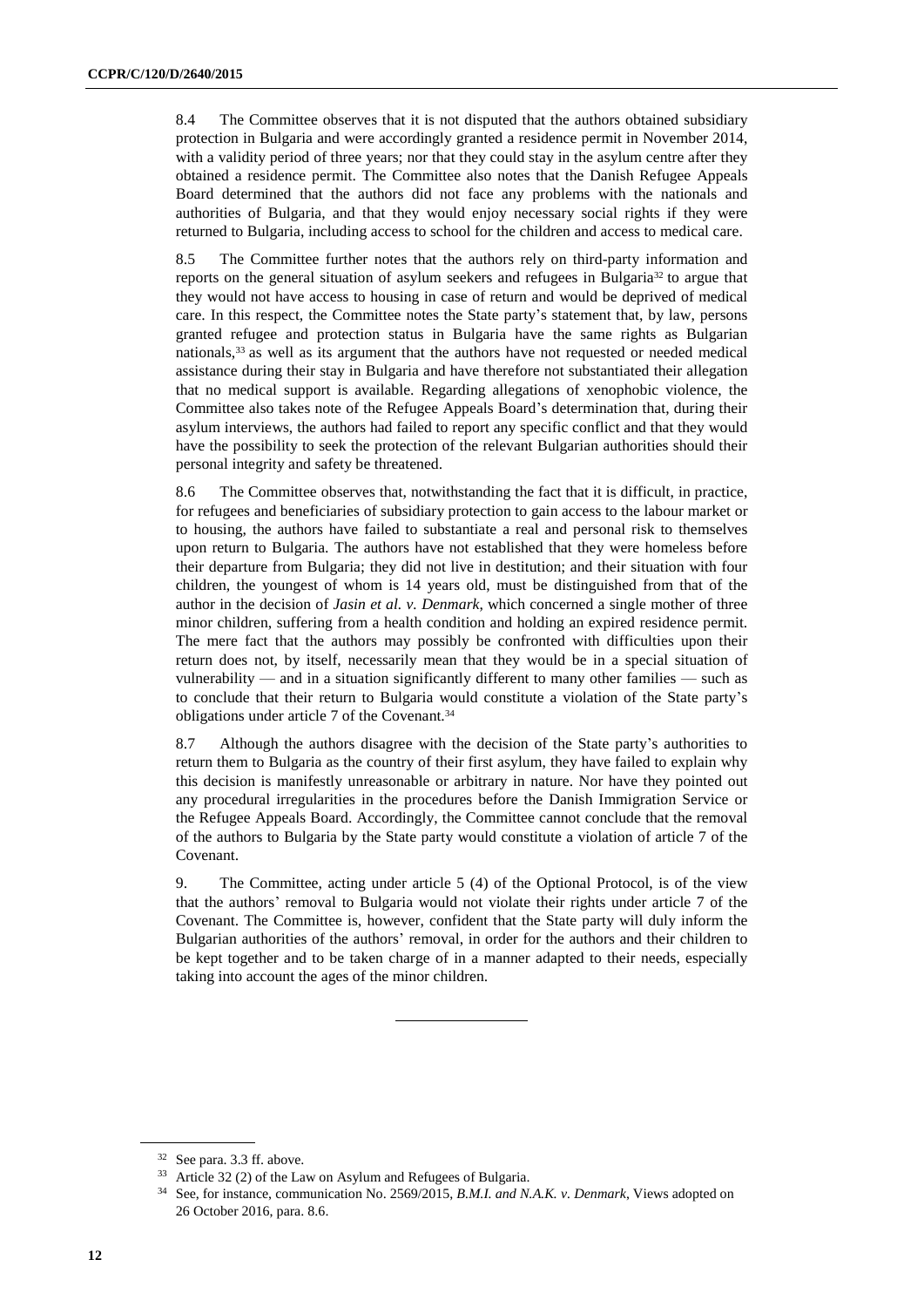8.4 The Committee observes that it is not disputed that the authors obtained subsidiary protection in Bulgaria and were accordingly granted a residence permit in November 2014, with a validity period of three years; nor that they could stay in the asylum centre after they obtained a residence permit. The Committee also notes that the Danish Refugee Appeals Board determined that the authors did not face any problems with the nationals and authorities of Bulgaria, and that they would enjoy necessary social rights if they were returned to Bulgaria, including access to school for the children and access to medical care.

8.5 The Committee further notes that the authors rely on third-party information and reports on the general situation of asylum seekers and refugees in Bulgaria[32] to argue that they would not have access to housing in case of return and would be deprived of medical care. In this respect, the Committee notes the State party's statement that, by law, persons granted refugee and protection status in Bulgaria have the same rights as Bulgarian nationals,[33] as well as its argument that the authors have not requested or needed medical assistance during their stay in Bulgaria and have therefore not substantiated their allegation that no medical support is available. Regarding allegations of xenophobic violence, the Committee also takes note of the Refugee Appeals Board's determination that, during their asylum interviews, the authors had failed to report any specific conflict and that they would have the possibility to seek the protection of the relevant Bulgarian authorities should their personal integrity and safety be threatened.

8.6 The Committee observes that, notwithstanding the fact that it is difficult, in practice, for refugees and beneficiaries of subsidiary protection to gain access to the labour market or to housing, the authors have failed to substantiate a real and personal risk to themselves upon return to Bulgaria. The authors have not established that they were homeless before their departure from Bulgaria; they did not live in destitution; and their situation with four children, the youngest of whom is 14 years old, must be distinguished from that of the author in the decision of *Jasin et al. v. Denmark*, which concerned a single mother of three minor children, suffering from a health condition and holding an expired residence permit. The mere fact that the authors may possibly be confronted with difficulties upon their return does not, by itself, necessarily mean that they would be in a special situation of vulnerability — and in a situation significantly different to many other families — such as to conclude that their return to Bulgaria would constitute a violation of the State party's obligations under article 7 of the Covenant.[34]

8.7 Although the authors disagree with the decision of the State party's authorities to return them to Bulgaria as the country of their first asylum, they have failed to explain why this decision is manifestly unreasonable or arbitrary in nature. Nor have they pointed out any procedural irregularities in the procedures before the Danish Immigration Service or the Refugee Appeals Board. Accordingly, the Committee cannot conclude that the removal of the authors to Bulgaria by the State party would constitute a violation of article 7 of the Covenant.

9. The Committee, acting under article 5 (4) of the Optional Protocol, is of the view that the authors' removal to Bulgaria would not violate their rights under article 7 of the Covenant. The Committee is, however, confident that the State party will duly inform the Bulgarian authorities of the authors' removal, in order for the authors and their children to be kept together and to be taken charge of in a manner adapted to their needs, especially taking into account the ages of the minor children.

---

[32] See para. 3.3 ff. above.

[33] Article 32 (2) of the Law on Asylum and Refugees of Bulgaria.

[34] See, for instance, communication No. 2569/2015, *B.M.I. and N.A.K. v. Denmark*, Views adopted on 26 October 2016, para. 8.6.